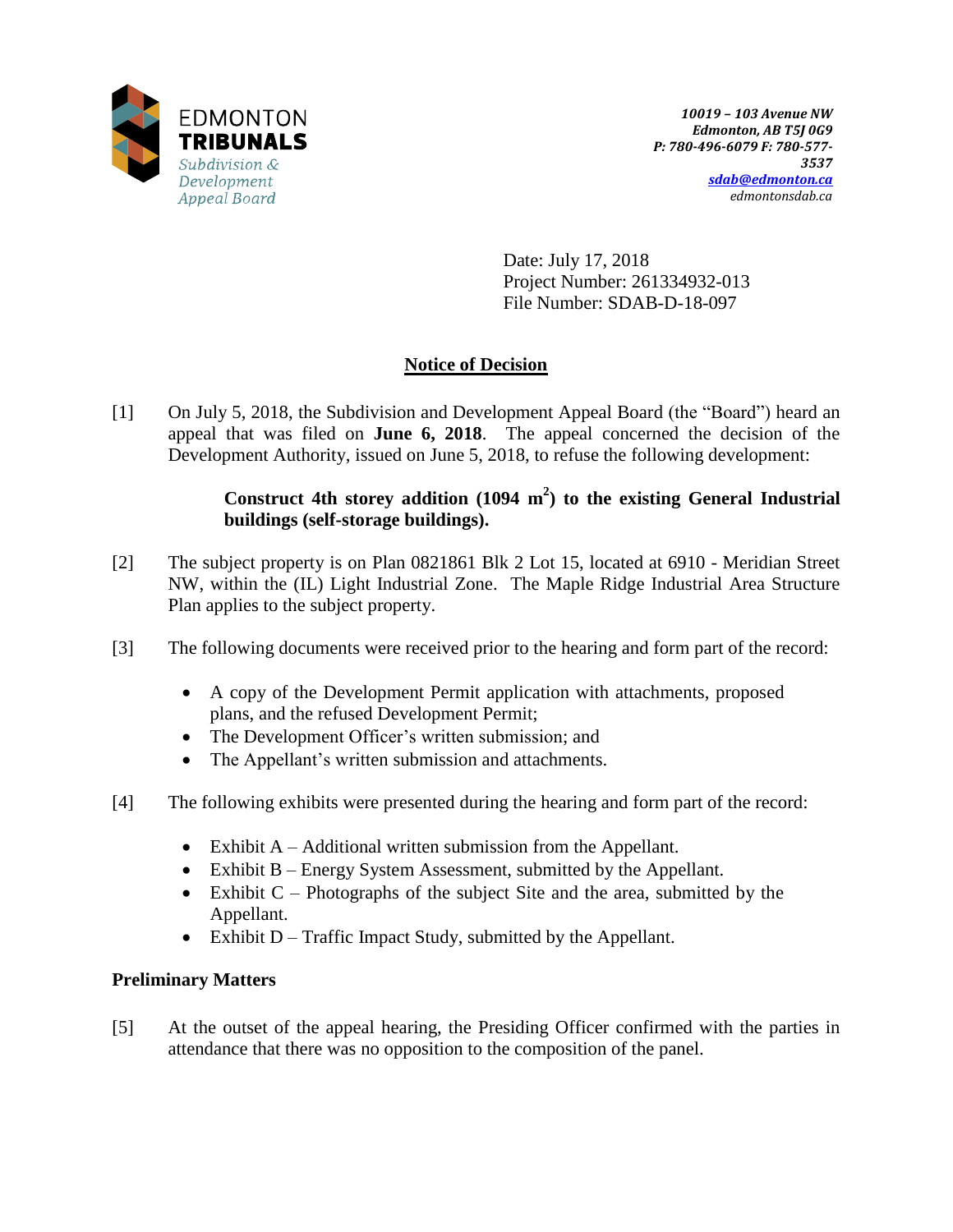EDMONTON
**TRIBUNALS**
*Subdivision & Development Appeal Board*

*10019 – 103 Avenue NW*
*Edmonton, AB T5J 0G9*
*P: 780-496-6079 F: 780-577-3537*
*sdab@edmonton.ca*
*edmontonsdab.ca*

Date: July 17, 2018
Project Number: 261334932-013
File Number: SDAB-D-18-097

## Notice of Decision

[1] On July 5, 2018, the Subdivision and Development Appeal Board (the "Board") heard an appeal that was filed on **June 6, 2018**. The appeal concerned the decision of the Development Authority, issued on June 5, 2018, to refuse the following development:

> **Construct 4th storey addition (1094 $m^2$) to the existing General Industrial buildings (self-storage buildings).**

[2] The subject property is on Plan 0821861 Blk 2 Lot 15, located at 6910 - Meridian Street NW, within the (IL) Light Industrial Zone. The Maple Ridge Industrial Area Structure Plan applies to the subject property.

[3] The following documents were received prior to the hearing and form part of the record:

- A copy of the Development Permit application with attachments, proposed plans, and the refused Development Permit;
- The Development Officer's written submission; and
- The Appellant's written submission and attachments.

[4] The following exhibits were presented during the hearing and form part of the record:

- Exhibit A – Additional written submission from the Appellant.
- Exhibit B – Energy System Assessment, submitted by the Appellant.
- Exhibit C – Photographs of the subject Site and the area, submitted by the Appellant.
- Exhibit D – Traffic Impact Study, submitted by the Appellant.

### Preliminary Matters

[5] At the outset of the appeal hearing, the Presiding Officer confirmed with the parties in attendance that there was no opposition to the composition of the panel.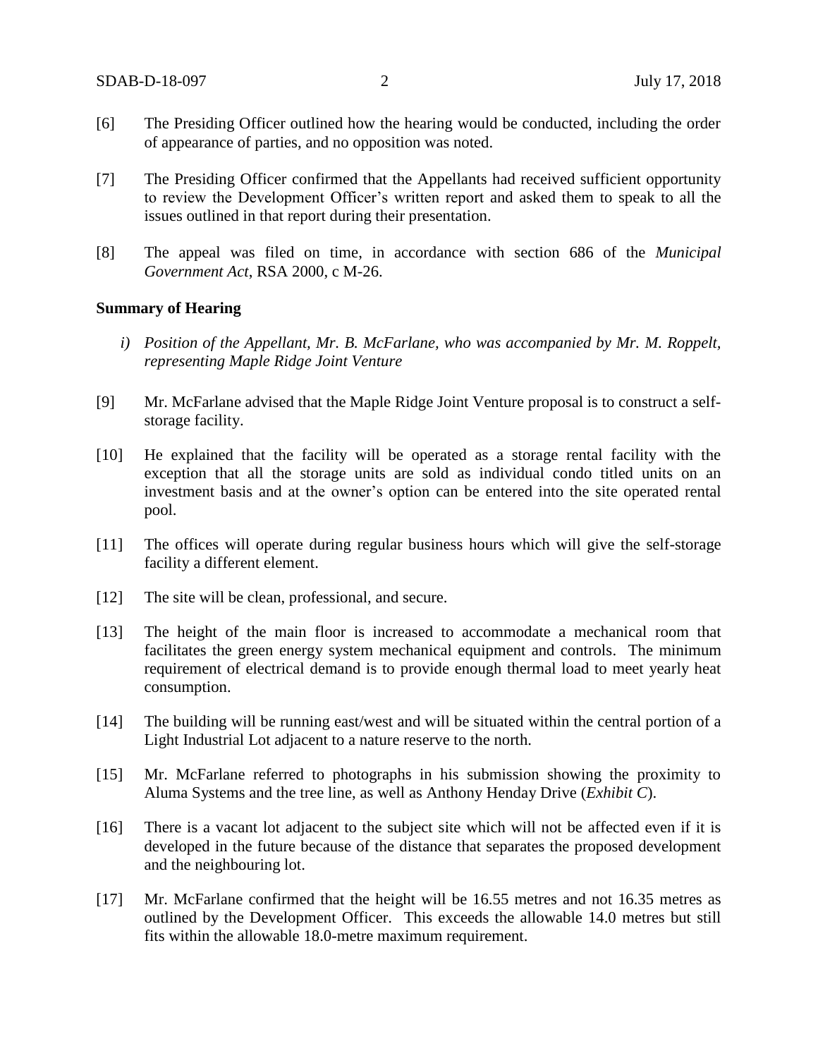[6] The Presiding Officer outlined how the hearing would be conducted, including the order of appearance of parties, and no opposition was noted.

[7] The Presiding Officer confirmed that the Appellants had received sufficient opportunity to review the Development Officer's written report and asked them to speak to all the issues outlined in that report during their presentation.

[8] The appeal was filed on time, in accordance with section 686 of the *Municipal Government Act*, RSA 2000, c M-26.

**Summary of Hearing**

*i) Position of the Appellant, Mr. B. McFarlane, who was accompanied by Mr. M. Roppelt, representing Maple Ridge Joint Venture*

[9] Mr. McFarlane advised that the Maple Ridge Joint Venture proposal is to construct a self-storage facility.

[10] He explained that the facility will be operated as a storage rental facility with the exception that all the storage units are sold as individual condo titled units on an investment basis and at the owner's option can be entered into the site operated rental pool.

[11] The offices will operate during regular business hours which will give the self-storage facility a different element.

[12] The site will be clean, professional, and secure.

[13] The height of the main floor is increased to accommodate a mechanical room that facilitates the green energy system mechanical equipment and controls. The minimum requirement of electrical demand is to provide enough thermal load to meet yearly heat consumption.

[14] The building will be running east/west and will be situated within the central portion of a Light Industrial Lot adjacent to a nature reserve to the north.

[15] Mr. McFarlane referred to photographs in his submission showing the proximity to Aluma Systems and the tree line, as well as Anthony Henday Drive (*Exhibit C*).

[16] There is a vacant lot adjacent to the subject site which will not be affected even if it is developed in the future because of the distance that separates the proposed development and the neighbouring lot.

[17] Mr. McFarlane confirmed that the height will be 16.55 metres and not 16.35 metres as outlined by the Development Officer. This exceeds the allowable 14.0 metres but still fits within the allowable 18.0-metre maximum requirement.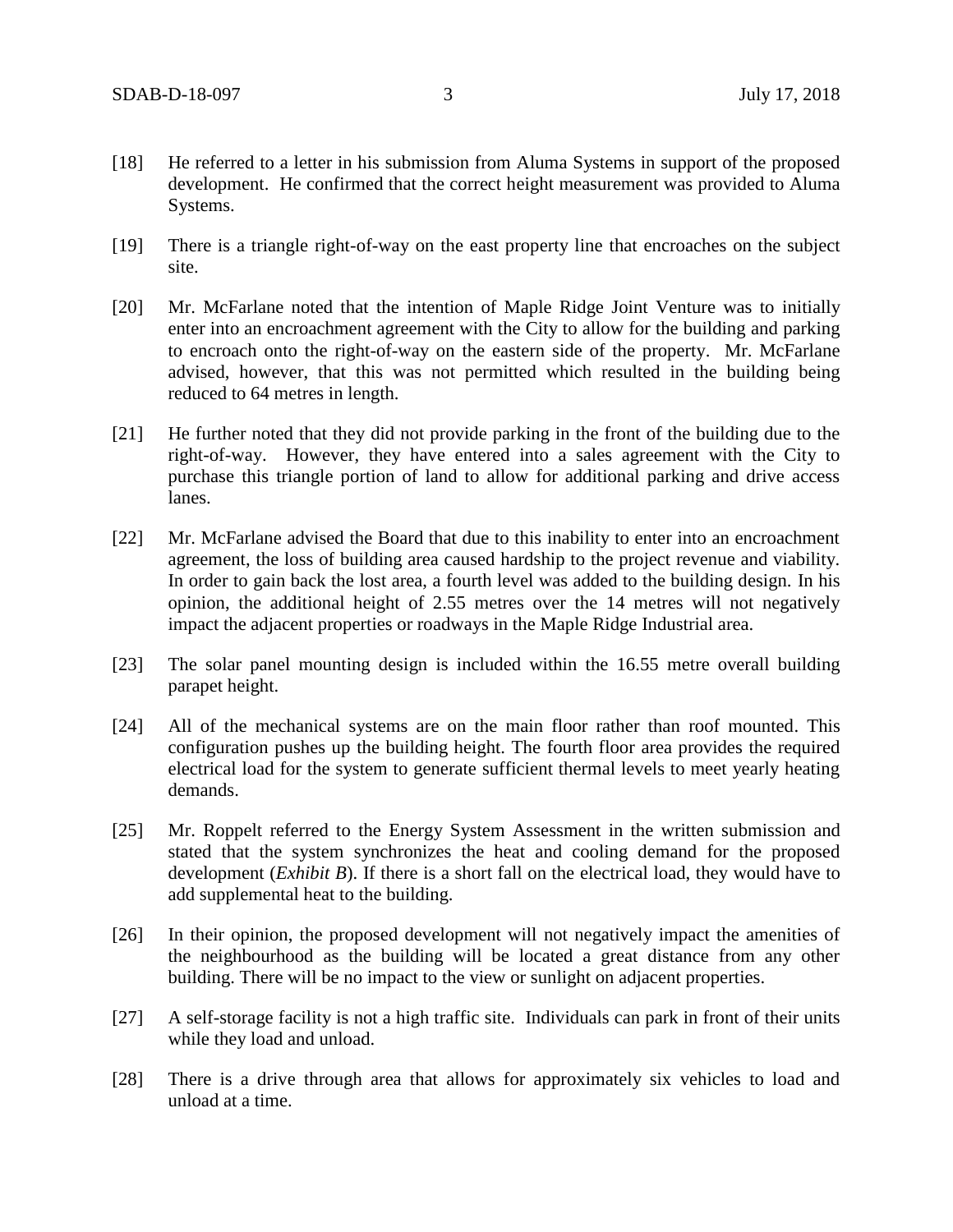[18] He referred to a letter in his submission from Aluma Systems in support of the proposed development. He confirmed that the correct height measurement was provided to Aluma Systems.

[19] There is a triangle right-of-way on the east property line that encroaches on the subject site.

[20] Mr. McFarlane noted that the intention of Maple Ridge Joint Venture was to initially enter into an encroachment agreement with the City to allow for the building and parking to encroach onto the right-of-way on the eastern side of the property. Mr. McFarlane advised, however, that this was not permitted which resulted in the building being reduced to 64 metres in length.

[21] He further noted that they did not provide parking in the front of the building due to the right-of-way. However, they have entered into a sales agreement with the City to purchase this triangle portion of land to allow for additional parking and drive access lanes.

[22] Mr. McFarlane advised the Board that due to this inability to enter into an encroachment agreement, the loss of building area caused hardship to the project revenue and viability. In order to gain back the lost area, a fourth level was added to the building design. In his opinion, the additional height of 2.55 metres over the 14 metres will not negatively impact the adjacent properties or roadways in the Maple Ridge Industrial area.

[23] The solar panel mounting design is included within the 16.55 metre overall building parapet height.

[24] All of the mechanical systems are on the main floor rather than roof mounted. This configuration pushes up the building height. The fourth floor area provides the required electrical load for the system to generate sufficient thermal levels to meet yearly heating demands.

[25] Mr. Roppelt referred to the Energy System Assessment in the written submission and stated that the system synchronizes the heat and cooling demand for the proposed development (*Exhibit B*). If there is a short fall on the electrical load, they would have to add supplemental heat to the building.

[26] In their opinion, the proposed development will not negatively impact the amenities of the neighbourhood as the building will be located a great distance from any other building. There will be no impact to the view or sunlight on adjacent properties.

[27] A self-storage facility is not a high traffic site. Individuals can park in front of their units while they load and unload.

[28] There is a drive through area that allows for approximately six vehicles to load and unload at a time.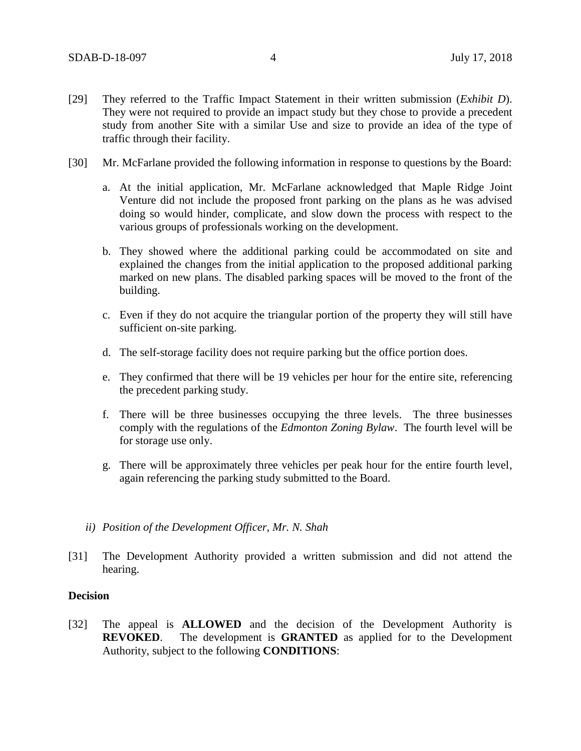[29] They referred to the Traffic Impact Statement in their written submission (*Exhibit D*). They were not required to provide an impact study but they chose to provide a precedent study from another Site with a similar Use and size to provide an idea of the type of traffic through their facility.

[30] Mr. McFarlane provided the following information in response to questions by the Board:

a. At the initial application, Mr. McFarlane acknowledged that Maple Ridge Joint Venture did not include the proposed front parking on the plans as he was advised doing so would hinder, complicate, and slow down the process with respect to the various groups of professionals working on the development.

b. They showed where the additional parking could be accommodated on site and explained the changes from the initial application to the proposed additional parking marked on new plans. The disabled parking spaces will be moved to the front of the building.

c. Even if they do not acquire the triangular portion of the property they will still have sufficient on-site parking.

d. The self-storage facility does not require parking but the office portion does.

e. They confirmed that there will be 19 vehicles per hour for the entire site, referencing the precedent parking study.

f. There will be three businesses occupying the three levels. The three businesses comply with the regulations of the *Edmonton Zoning Bylaw*. The fourth level will be for storage use only.

g. There will be approximately three vehicles per peak hour for the entire fourth level, again referencing the parking study submitted to the Board.

*ii) Position of the Development Officer, Mr. N. Shah*

[31] The Development Authority provided a written submission and did not attend the hearing.

**Decision**

[32] The appeal is **ALLOWED** and the decision of the Development Authority is **REVOKED**. The development is **GRANTED** as applied for to the Development Authority, subject to the following **CONDITIONS**: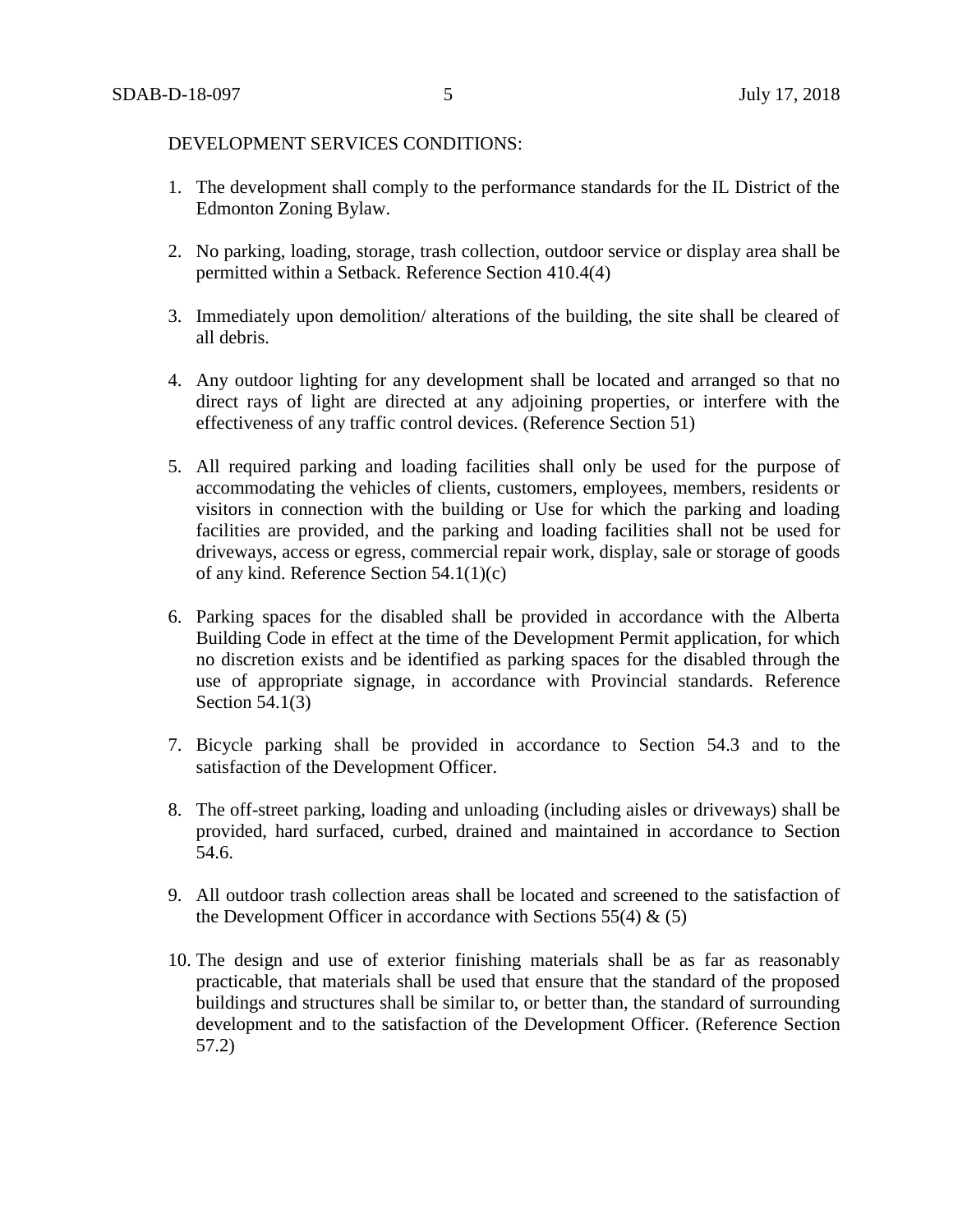DEVELOPMENT SERVICES CONDITIONS:

1. The development shall comply to the performance standards for the IL District of the Edmonton Zoning Bylaw.

2. No parking, loading, storage, trash collection, outdoor service or display area shall be permitted within a Setback. Reference Section 410.4(4)

3. Immediately upon demolition/ alterations of the building, the site shall be cleared of all debris.

4. Any outdoor lighting for any development shall be located and arranged so that no direct rays of light are directed at any adjoining properties, or interfere with the effectiveness of any traffic control devices. (Reference Section 51)

5. All required parking and loading facilities shall only be used for the purpose of accommodating the vehicles of clients, customers, employees, members, residents or visitors in connection with the building or Use for which the parking and loading facilities are provided, and the parking and loading facilities shall not be used for driveways, access or egress, commercial repair work, display, sale or storage of goods of any kind. Reference Section 54.1(1)(c)

6. Parking spaces for the disabled shall be provided in accordance with the Alberta Building Code in effect at the time of the Development Permit application, for which no discretion exists and be identified as parking spaces for the disabled through the use of appropriate signage, in accordance with Provincial standards. Reference Section 54.1(3)

7. Bicycle parking shall be provided in accordance to Section 54.3 and to the satisfaction of the Development Officer.

8. The off-street parking, loading and unloading (including aisles or driveways) shall be provided, hard surfaced, curbed, drained and maintained in accordance to Section 54.6.

9. All outdoor trash collection areas shall be located and screened to the satisfaction of the Development Officer in accordance with Sections 55(4) & (5)

10. The design and use of exterior finishing materials shall be as far as reasonably practicable, that materials shall be used that ensure that the standard of the proposed buildings and structures shall be similar to, or better than, the standard of surrounding development and to the satisfaction of the Development Officer. (Reference Section 57.2)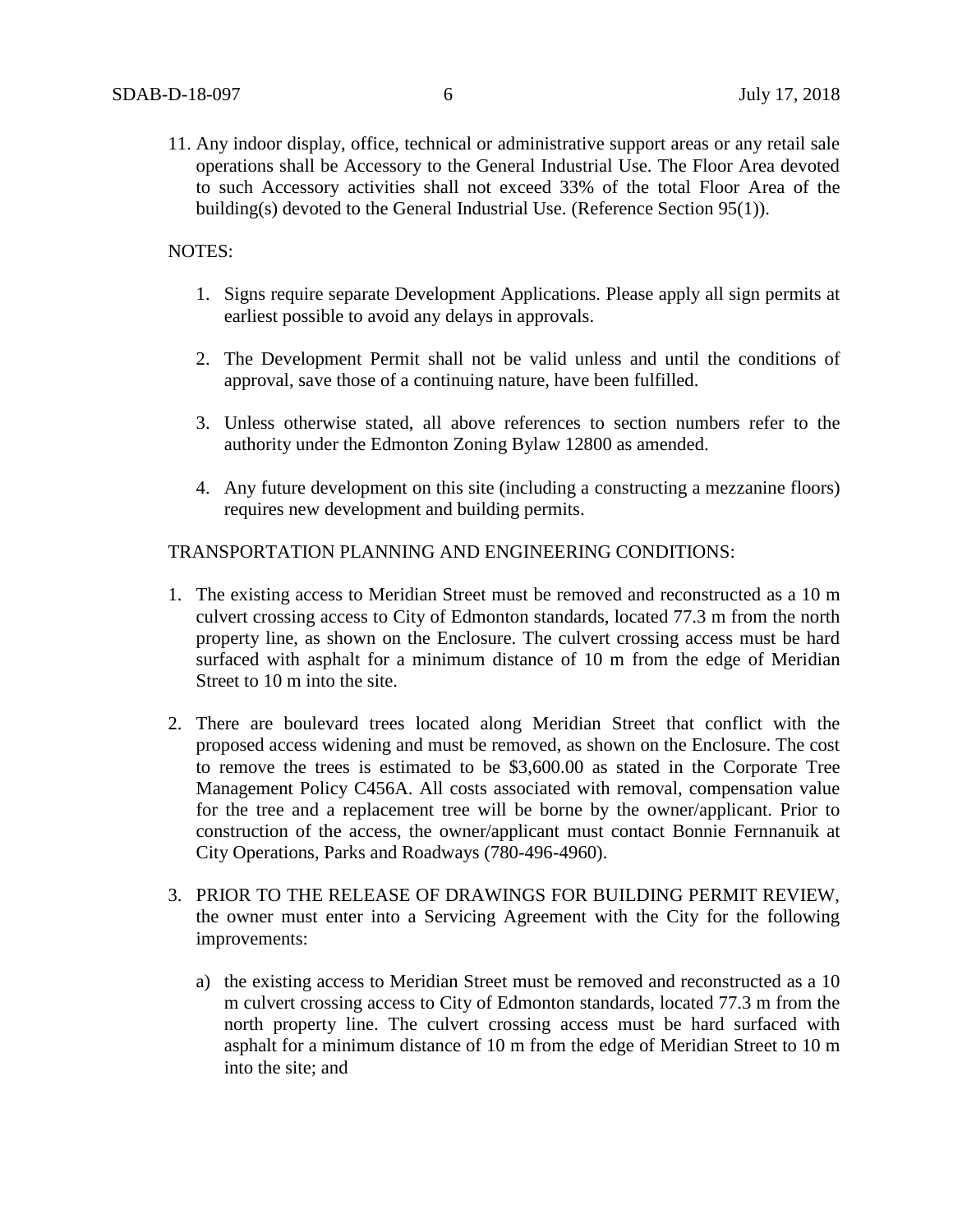11. Any indoor display, office, technical or administrative support areas or any retail sale operations shall be Accessory to the General Industrial Use. The Floor Area devoted to such Accessory activities shall not exceed 33% of the total Floor Area of the building(s) devoted to the General Industrial Use. (Reference Section 95(1)).

NOTES:

1. Signs require separate Development Applications. Please apply all sign permits at earliest possible to avoid any delays in approvals.

2. The Development Permit shall not be valid unless and until the conditions of approval, save those of a continuing nature, have been fulfilled.

3. Unless otherwise stated, all above references to section numbers refer to the authority under the Edmonton Zoning Bylaw 12800 as amended.

4. Any future development on this site (including a constructing a mezzanine floors) requires new development and building permits.

TRANSPORTATION PLANNING AND ENGINEERING CONDITIONS:

1. The existing access to Meridian Street must be removed and reconstructed as a 10 m culvert crossing access to City of Edmonton standards, located 77.3 m from the north property line, as shown on the Enclosure. The culvert crossing access must be hard surfaced with asphalt for a minimum distance of 10 m from the edge of Meridian Street to 10 m into the site.

2. There are boulevard trees located along Meridian Street that conflict with the proposed access widening and must be removed, as shown on the Enclosure. The cost to remove the trees is estimated to be $3,600.00 as stated in the Corporate Tree Management Policy C456A. All costs associated with removal, compensation value for the tree and a replacement tree will be borne by the owner/applicant. Prior to construction of the access, the owner/applicant must contact Bonnie Fernnanuik at City Operations, Parks and Roadways (780-496-4960).

3. PRIOR TO THE RELEASE OF DRAWINGS FOR BUILDING PERMIT REVIEW, the owner must enter into a Servicing Agreement with the City for the following improvements:

   a) the existing access to Meridian Street must be removed and reconstructed as a 10 m culvert crossing access to City of Edmonton standards, located 77.3 m from the north property line. The culvert crossing access must be hard surfaced with asphalt for a minimum distance of 10 m from the edge of Meridian Street to 10 m into the site; and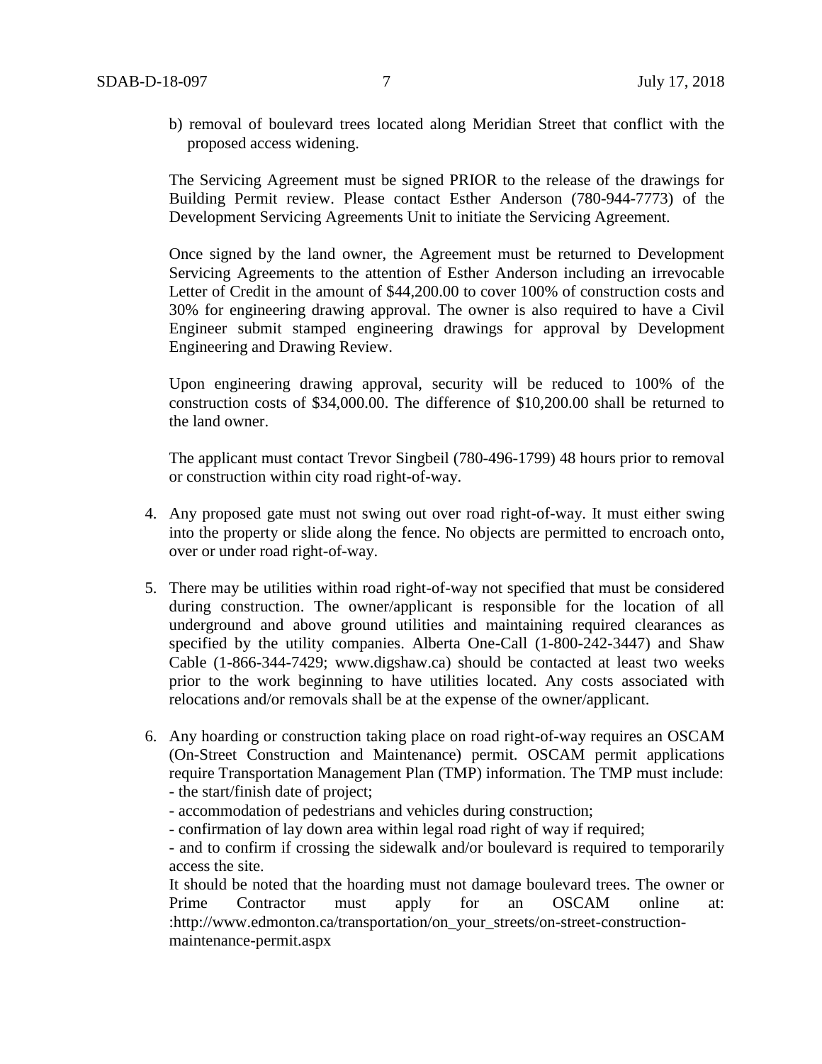b) removal of boulevard trees located along Meridian Street that conflict with the proposed access widening.

The Servicing Agreement must be signed PRIOR to the release of the drawings for Building Permit review. Please contact Esther Anderson (780-944-7773) of the Development Servicing Agreements Unit to initiate the Servicing Agreement.

Once signed by the land owner, the Agreement must be returned to Development Servicing Agreements to the attention of Esther Anderson including an irrevocable Letter of Credit in the amount of $44,200.00 to cover 100% of construction costs and 30% for engineering drawing approval. The owner is also required to have a Civil Engineer submit stamped engineering drawings for approval by Development Engineering and Drawing Review.

Upon engineering drawing approval, security will be reduced to 100% of the construction costs of $34,000.00. The difference of $10,200.00 shall be returned to the land owner.

The applicant must contact Trevor Singbeil (780-496-1799) 48 hours prior to removal or construction within city road right-of-way.

4. Any proposed gate must not swing out over road right-of-way. It must either swing into the property or slide along the fence. No objects are permitted to encroach onto, over or under road right-of-way.

5. There may be utilities within road right-of-way not specified that must be considered during construction. The owner/applicant is responsible for the location of all underground and above ground utilities and maintaining required clearances as specified by the utility companies. Alberta One-Call (1-800-242-3447) and Shaw Cable (1-866-344-7429; www.digshaw.ca) should be contacted at least two weeks prior to the work beginning to have utilities located. Any costs associated with relocations and/or removals shall be at the expense of the owner/applicant.

6. Any hoarding or construction taking place on road right-of-way requires an OSCAM (On-Street Construction and Maintenance) permit. OSCAM permit applications require Transportation Management Plan (TMP) information. The TMP must include:
   - the start/finish date of project;
   - accommodation of pedestrians and vehicles during construction;
   - confirmation of lay down area within legal road right of way if required;
   - and to confirm if crossing the sidewalk and/or boulevard is required to temporarily access the site.

   It should be noted that the hoarding must not damage boulevard trees. The owner or Prime Contractor must apply for an OSCAM online at: :http://www.edmonton.ca/transportation/on_your_streets/on-street-construction-maintenance-permit.aspx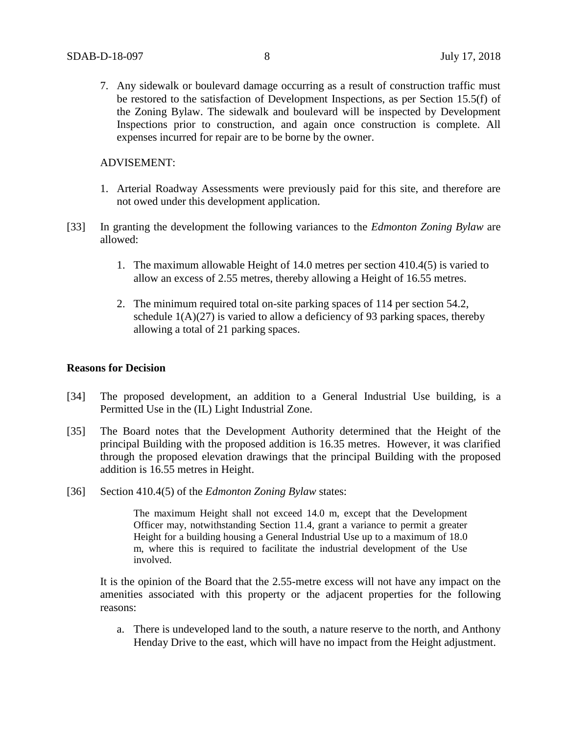7. Any sidewalk or boulevard damage occurring as a result of construction traffic must be restored to the satisfaction of Development Inspections, as per Section 15.5(f) of the Zoning Bylaw. The sidewalk and boulevard will be inspected by Development Inspections prior to construction, and again once construction is complete. All expenses incurred for repair are to be borne by the owner.

ADVISEMENT:

1. Arterial Roadway Assessments were previously paid for this site, and therefore are not owed under this development application.

[33] In granting the development the following variances to the *Edmonton Zoning Bylaw* are allowed:

1. The maximum allowable Height of 14.0 metres per section 410.4(5) is varied to allow an excess of 2.55 metres, thereby allowing a Height of 16.55 metres.

2. The minimum required total on-site parking spaces of 114 per section 54.2, schedule 1(A)(27) is varied to allow a deficiency of 93 parking spaces, thereby allowing a total of 21 parking spaces.

**Reasons for Decision**

[34] The proposed development, an addition to a General Industrial Use building, is a Permitted Use in the (IL) Light Industrial Zone.

[35] The Board notes that the Development Authority determined that the Height of the principal Building with the proposed addition is 16.35 metres. However, it was clarified through the proposed elevation drawings that the principal Building with the proposed addition is 16.55 metres in Height.

[36] Section 410.4(5) of the *Edmonton Zoning Bylaw* states:

> The maximum Height shall not exceed 14.0 m, except that the Development Officer may, notwithstanding Section 11.4, grant a variance to permit a greater Height for a building housing a General Industrial Use up to a maximum of 18.0 m, where this is required to facilitate the industrial development of the Use involved.

It is the opinion of the Board that the 2.55-metre excess will not have any impact on the amenities associated with this property or the adjacent properties for the following reasons:

a. There is undeveloped land to the south, a nature reserve to the north, and Anthony Henday Drive to the east, which will have no impact from the Height adjustment.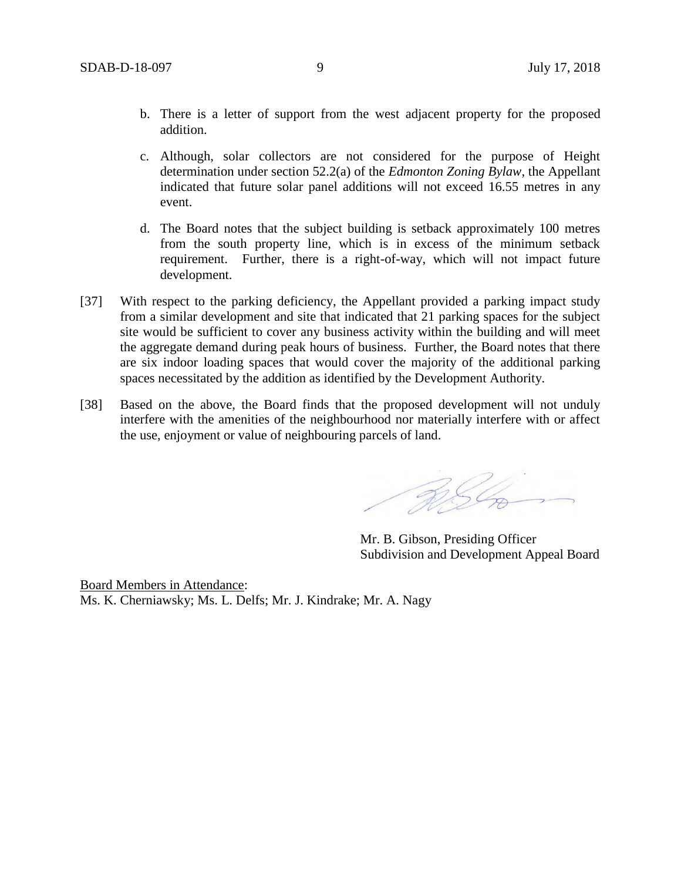b. There is a letter of support from the west adjacent property for the proposed addition.

c. Although, solar collectors are not considered for the purpose of Height determination under section 52.2(a) of the *Edmonton Zoning Bylaw*, the Appellant indicated that future solar panel additions will not exceed 16.55 metres in any event.

d. The Board notes that the subject building is setback approximately 100 metres from the south property line, which is in excess of the minimum setback requirement. Further, there is a right-of-way, which will not impact future development.

[37] With respect to the parking deficiency, the Appellant provided a parking impact study from a similar development and site that indicated that 21 parking spaces for the subject site would be sufficient to cover any business activity within the building and will meet the aggregate demand during peak hours of business. Further, the Board notes that there are six indoor loading spaces that would cover the majority of the additional parking spaces necessitated by the addition as identified by the Development Authority.

[38] Based on the above, the Board finds that the proposed development will not unduly interfere with the amenities of the neighbourhood nor materially interfere with or affect the use, enjoyment or value of neighbouring parcels of land.

Mr. B. Gibson, Presiding Officer
Subdivision and Development Appeal Board

Board Members in Attendance:
Ms. K. Cherniawsky; Ms. L. Delfs; Mr. J. Kindrake; Mr. A. Nagy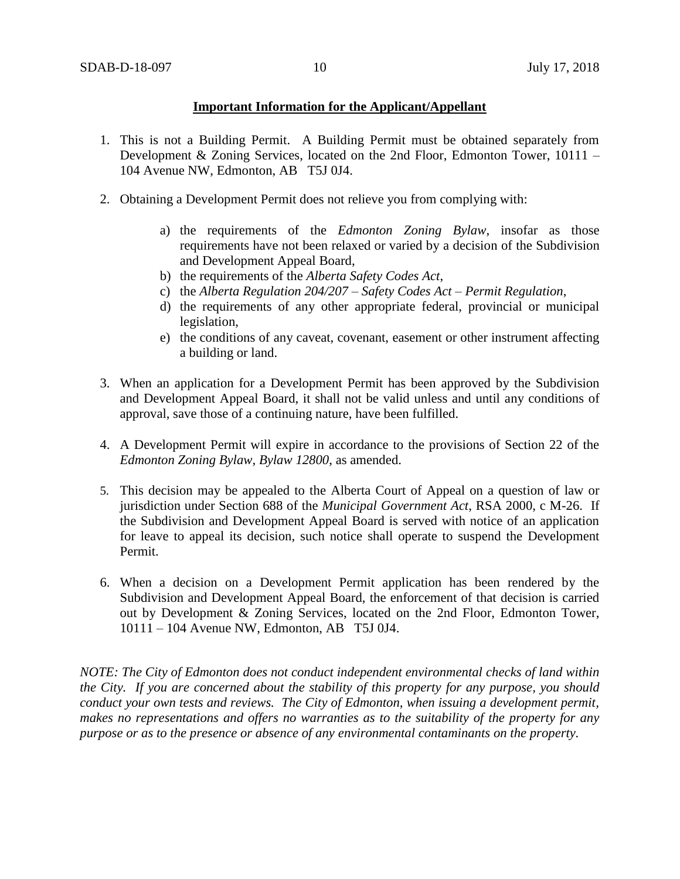**Important Information for the Applicant/Appellant**

1. This is not a Building Permit. A Building Permit must be obtained separately from Development & Zoning Services, located on the 2nd Floor, Edmonton Tower, 10111 – 104 Avenue NW, Edmonton, AB T5J 0J4.

2. Obtaining a Development Permit does not relieve you from complying with:

   a) the requirements of the *Edmonton Zoning Bylaw*, insofar as those requirements have not been relaxed or varied by a decision of the Subdivision and Development Appeal Board,
   b) the requirements of the *Alberta Safety Codes Act*,
   c) the *Alberta Regulation 204/207 – Safety Codes Act – Permit Regulation*,
   d) the requirements of any other appropriate federal, provincial or municipal legislation,
   e) the conditions of any caveat, covenant, easement or other instrument affecting a building or land.

3. When an application for a Development Permit has been approved by the Subdivision and Development Appeal Board, it shall not be valid unless and until any conditions of approval, save those of a continuing nature, have been fulfilled.

4. A Development Permit will expire in accordance to the provisions of Section 22 of the *Edmonton Zoning Bylaw, Bylaw 12800*, as amended.

5. This decision may be appealed to the Alberta Court of Appeal on a question of law or jurisdiction under Section 688 of the *Municipal Government Act*, RSA 2000, c M-26. If the Subdivision and Development Appeal Board is served with notice of an application for leave to appeal its decision, such notice shall operate to suspend the Development Permit.

6. When a decision on a Development Permit application has been rendered by the Subdivision and Development Appeal Board, the enforcement of that decision is carried out by Development & Zoning Services, located on the 2nd Floor, Edmonton Tower, 10111 – 104 Avenue NW, Edmonton, AB T5J 0J4.

*NOTE: The City of Edmonton does not conduct independent environmental checks of land within the City. If you are concerned about the stability of this property for any purpose, you should conduct your own tests and reviews. The City of Edmonton, when issuing a development permit, makes no representations and offers no warranties as to the suitability of the property for any purpose or as to the presence or absence of any environmental contaminants on the property.*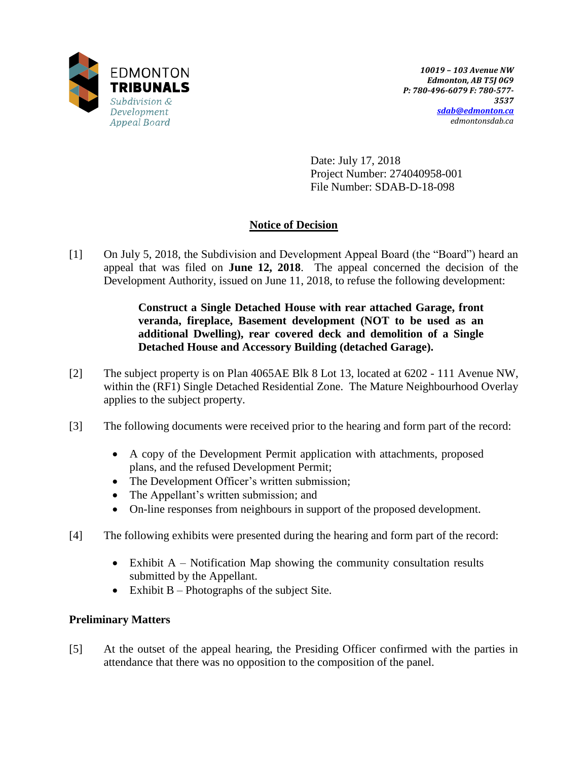EDMONTON **TRIBUNALS**
*Subdivision & Development Appeal Board*

***10019 – 103 Avenue NW***
***Edmonton, AB T5J 0G9***
***P: 780-496-6079 F: 780-577-3537***
***sdab@edmonton.ca***
*edmontonsdab.ca*

Date: July 17, 2018
Project Number: 274040958-001
File Number: SDAB-D-18-098

## Notice of Decision

[1] On July 5, 2018, the Subdivision and Development Appeal Board (the "Board") heard an appeal that was filed on **June 12, 2018**. The appeal concerned the decision of the Development Authority, issued on June 11, 2018, to refuse the following development:

> **Construct a Single Detached House with rear attached Garage, front veranda, fireplace, Basement development (NOT to be used as an additional Dwelling), rear covered deck and demolition of a Single Detached House and Accessory Building (detached Garage).**

[2] The subject property is on Plan 4065AE Blk 8 Lot 13, located at 6202 - 111 Avenue NW, within the (RF1) Single Detached Residential Zone. The Mature Neighbourhood Overlay applies to the subject property.

[3] The following documents were received prior to the hearing and form part of the record:

- A copy of the Development Permit application with attachments, proposed plans, and the refused Development Permit;
- The Development Officer's written submission;
- The Appellant's written submission; and
- On-line responses from neighbours in support of the proposed development.

[4] The following exhibits were presented during the hearing and form part of the record:

- Exhibit A – Notification Map showing the community consultation results submitted by the Appellant.
- Exhibit B – Photographs of the subject Site.

### Preliminary Matters

[5] At the outset of the appeal hearing, the Presiding Officer confirmed with the parties in attendance that there was no opposition to the composition of the panel.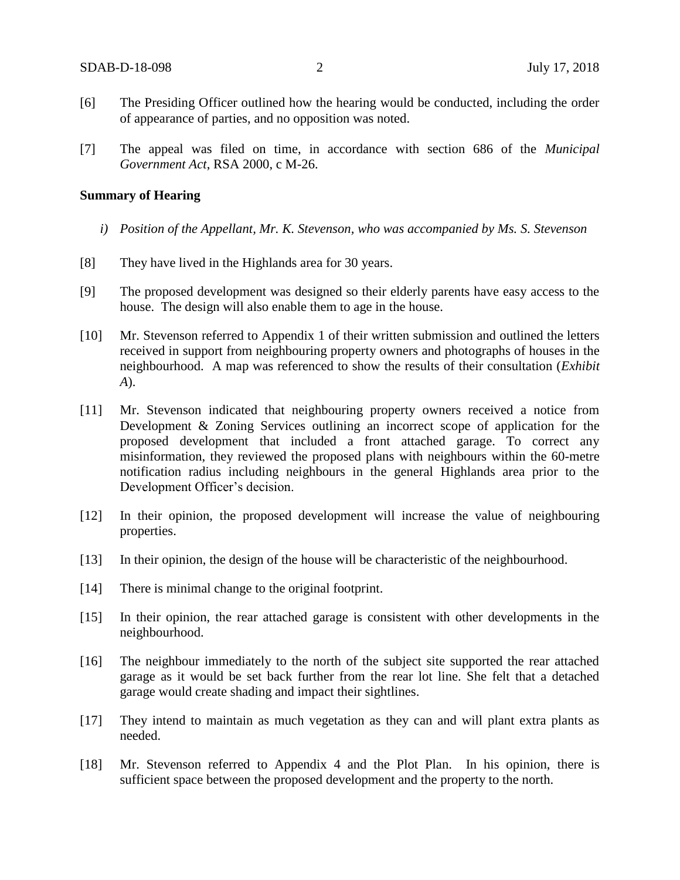[6] The Presiding Officer outlined how the hearing would be conducted, including the order of appearance of parties, and no opposition was noted.

[7] The appeal was filed on time, in accordance with section 686 of the *Municipal Government Act*, RSA 2000, c M-26.

**Summary of Hearing**

*i) Position of the Appellant, Mr. K. Stevenson, who was accompanied by Ms. S. Stevenson*

[8] They have lived in the Highlands area for 30 years.

[9] The proposed development was designed so their elderly parents have easy access to the house. The design will also enable them to age in the house.

[10] Mr. Stevenson referred to Appendix 1 of their written submission and outlined the letters received in support from neighbouring property owners and photographs of houses in the neighbourhood. A map was referenced to show the results of their consultation (*Exhibit A*).

[11] Mr. Stevenson indicated that neighbouring property owners received a notice from Development & Zoning Services outlining an incorrect scope of application for the proposed development that included a front attached garage. To correct any misinformation, they reviewed the proposed plans with neighbours within the 60-metre notification radius including neighbours in the general Highlands area prior to the Development Officer's decision.

[12] In their opinion, the proposed development will increase the value of neighbouring properties.

[13] In their opinion, the design of the house will be characteristic of the neighbourhood.

[14] There is minimal change to the original footprint.

[15] In their opinion, the rear attached garage is consistent with other developments in the neighbourhood.

[16] The neighbour immediately to the north of the subject site supported the rear attached garage as it would be set back further from the rear lot line. She felt that a detached garage would create shading and impact their sightlines.

[17] They intend to maintain as much vegetation as they can and will plant extra plants as needed.

[18] Mr. Stevenson referred to Appendix 4 and the Plot Plan. In his opinion, there is sufficient space between the proposed development and the property to the north.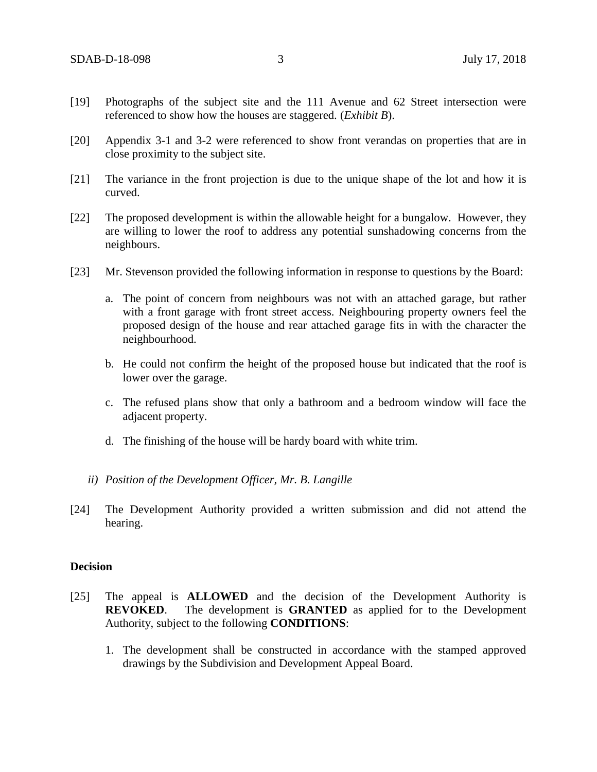[19] Photographs of the subject site and the 111 Avenue and 62 Street intersection were referenced to show how the houses are staggered. (*Exhibit B*).

[20] Appendix 3-1 and 3-2 were referenced to show front verandas on properties that are in close proximity to the subject site.

[21] The variance in the front projection is due to the unique shape of the lot and how it is curved.

[22] The proposed development is within the allowable height for a bungalow. However, they are willing to lower the roof to address any potential sunshadowing concerns from the neighbours.

[23] Mr. Stevenson provided the following information in response to questions by the Board:

a. The point of concern from neighbours was not with an attached garage, but rather with a front garage with front street access. Neighbouring property owners feel the proposed design of the house and rear attached garage fits in with the character the neighbourhood.

b. He could not confirm the height of the proposed house but indicated that the roof is lower over the garage.

c. The refused plans show that only a bathroom and a bedroom window will face the adjacent property.

d. The finishing of the house will be hardy board with white trim.

*ii) Position of the Development Officer, Mr. B. Langille*

[24] The Development Authority provided a written submission and did not attend the hearing.

**Decision**

[25] The appeal is **ALLOWED** and the decision of the Development Authority is **REVOKED**. The development is **GRANTED** as applied for to the Development Authority, subject to the following **CONDITIONS**:

1. The development shall be constructed in accordance with the stamped approved drawings by the Subdivision and Development Appeal Board.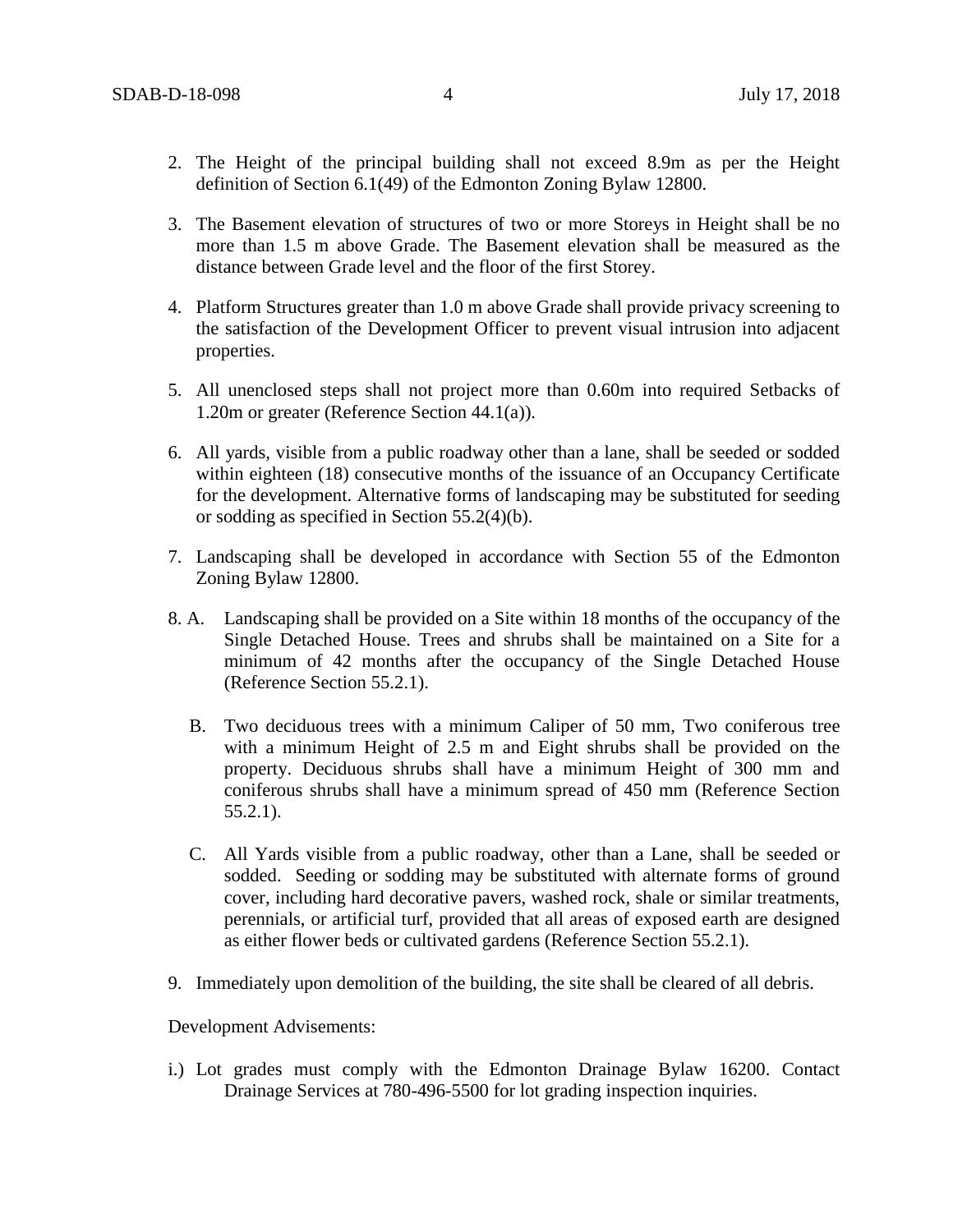2. The Height of the principal building shall not exceed 8.9m as per the Height definition of Section 6.1(49) of the Edmonton Zoning Bylaw 12800.

3. The Basement elevation of structures of two or more Storeys in Height shall be no more than 1.5 m above Grade. The Basement elevation shall be measured as the distance between Grade level and the floor of the first Storey.

4. Platform Structures greater than 1.0 m above Grade shall provide privacy screening to the satisfaction of the Development Officer to prevent visual intrusion into adjacent properties.

5. All unenclosed steps shall not project more than 0.60m into required Setbacks of 1.20m or greater (Reference Section 44.1(a)).

6. All yards, visible from a public roadway other than a lane, shall be seeded or sodded within eighteen (18) consecutive months of the issuance of an Occupancy Certificate for the development. Alternative forms of landscaping may be substituted for seeding or sodding as specified in Section 55.2(4)(b).

7. Landscaping shall be developed in accordance with Section 55 of the Edmonton Zoning Bylaw 12800.

8. A. Landscaping shall be provided on a Site within 18 months of the occupancy of the Single Detached House. Trees and shrubs shall be maintained on a Site for a minimum of 42 months after the occupancy of the Single Detached House (Reference Section 55.2.1).

   B. Two deciduous trees with a minimum Caliper of 50 mm, Two coniferous tree with a minimum Height of 2.5 m and Eight shrubs shall be provided on the property. Deciduous shrubs shall have a minimum Height of 300 mm and coniferous shrubs shall have a minimum spread of 450 mm (Reference Section 55.2.1).

   C. All Yards visible from a public roadway, other than a Lane, shall be seeded or sodded. Seeding or sodding may be substituted with alternate forms of ground cover, including hard decorative pavers, washed rock, shale or similar treatments, perennials, or artificial turf, provided that all areas of exposed earth are designed as either flower beds or cultivated gardens (Reference Section 55.2.1).

9. Immediately upon demolition of the building, the site shall be cleared of all debris.

Development Advisements:

i.) Lot grades must comply with the Edmonton Drainage Bylaw 16200. Contact Drainage Services at 780-496-5500 for lot grading inspection inquiries.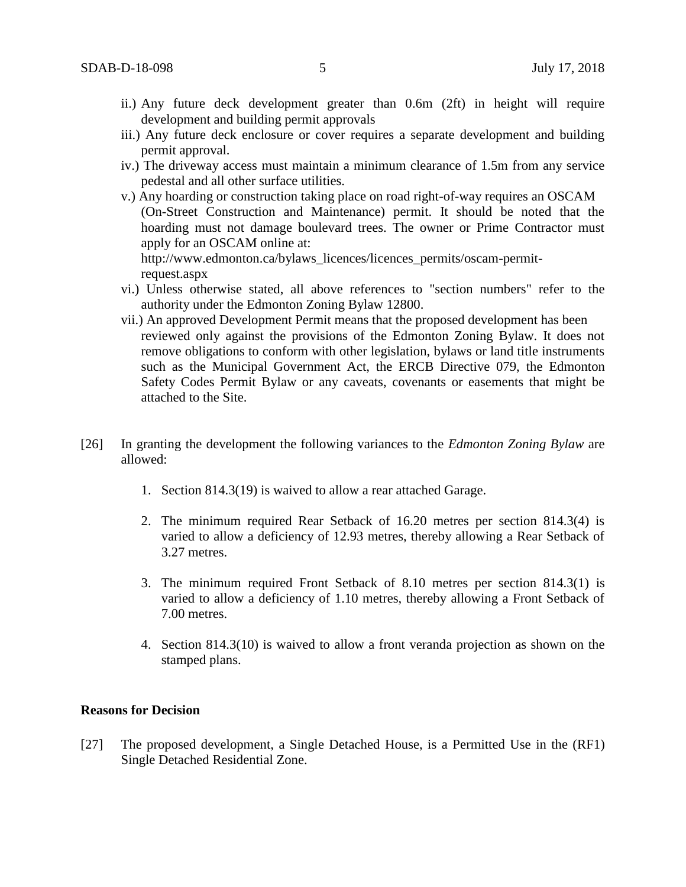ii.) Any future deck development greater than 0.6m (2ft) in height will require development and building permit approvals

iii.) Any future deck enclosure or cover requires a separate development and building permit approval.

iv.) The driveway access must maintain a minimum clearance of 1.5m from any service pedestal and all other surface utilities.

v.) Any hoarding or construction taking place on road right-of-way requires an OSCAM (On-Street Construction and Maintenance) permit. It should be noted that the hoarding must not damage boulevard trees. The owner or Prime Contractor must apply for an OSCAM online at: http://www.edmonton.ca/bylaws_licences/licences_permits/oscam-permit-request.aspx

vi.) Unless otherwise stated, all above references to "section numbers" refer to the authority under the Edmonton Zoning Bylaw 12800.

vii.) An approved Development Permit means that the proposed development has been reviewed only against the provisions of the Edmonton Zoning Bylaw. It does not remove obligations to conform with other legislation, bylaws or land title instruments such as the Municipal Government Act, the ERCB Directive 079, the Edmonton Safety Codes Permit Bylaw or any caveats, covenants or easements that might be attached to the Site.

[26] In granting the development the following variances to the *Edmonton Zoning Bylaw* are allowed:

1. Section 814.3(19) is waived to allow a rear attached Garage.

2. The minimum required Rear Setback of 16.20 metres per section 814.3(4) is varied to allow a deficiency of 12.93 metres, thereby allowing a Rear Setback of 3.27 metres.

3. The minimum required Front Setback of 8.10 metres per section 814.3(1) is varied to allow a deficiency of 1.10 metres, thereby allowing a Front Setback of 7.00 metres.

4. Section 814.3(10) is waived to allow a front veranda projection as shown on the stamped plans.

**Reasons for Decision**

[27] The proposed development, a Single Detached House, is a Permitted Use in the (RF1) Single Detached Residential Zone.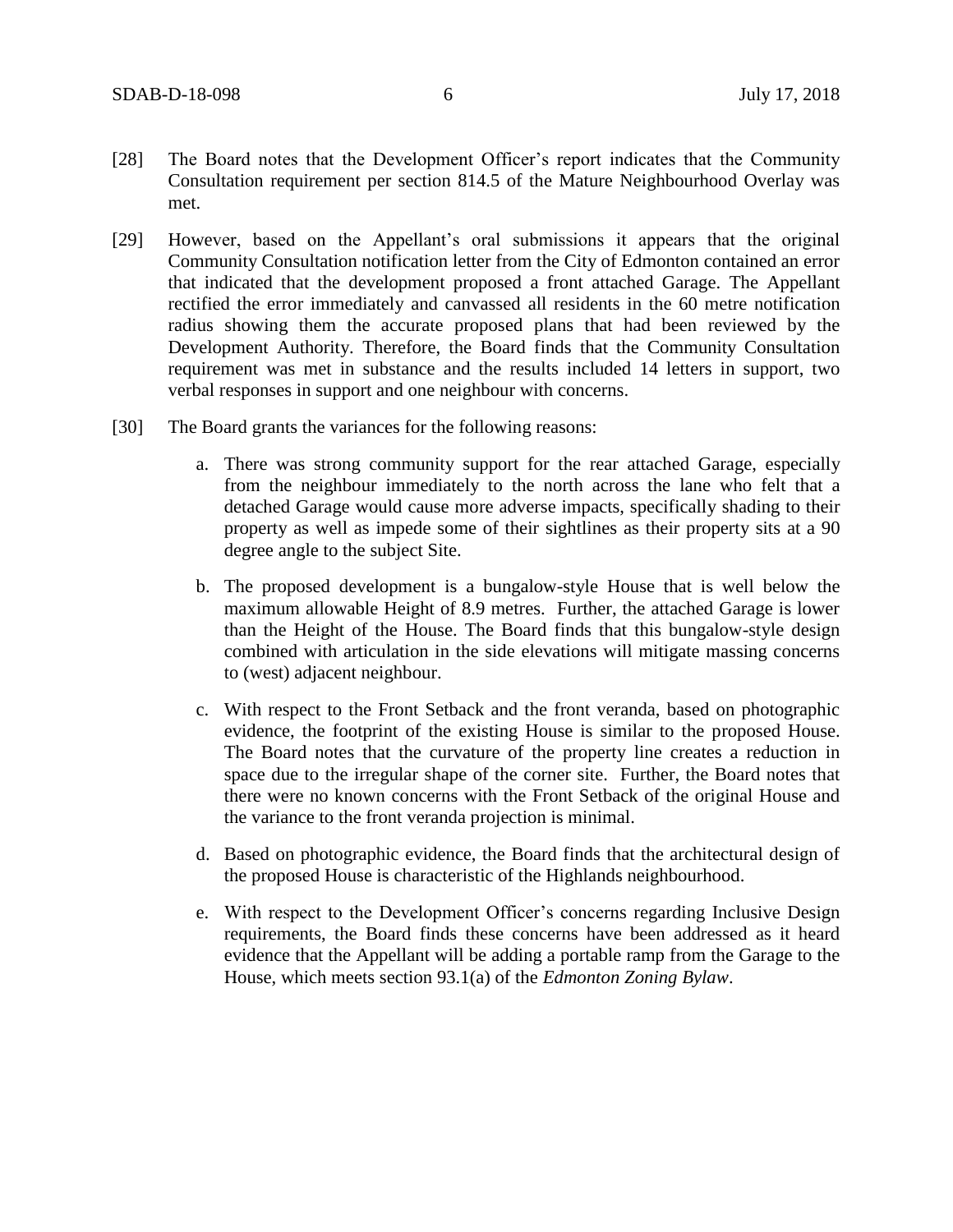[28] The Board notes that the Development Officer's report indicates that the Community Consultation requirement per section 814.5 of the Mature Neighbourhood Overlay was met.

[29] However, based on the Appellant's oral submissions it appears that the original Community Consultation notification letter from the City of Edmonton contained an error that indicated that the development proposed a front attached Garage. The Appellant rectified the error immediately and canvassed all residents in the 60 metre notification radius showing them the accurate proposed plans that had been reviewed by the Development Authority. Therefore, the Board finds that the Community Consultation requirement was met in substance and the results included 14 letters in support, two verbal responses in support and one neighbour with concerns.

[30] The Board grants the variances for the following reasons:

a. There was strong community support for the rear attached Garage, especially from the neighbour immediately to the north across the lane who felt that a detached Garage would cause more adverse impacts, specifically shading to their property as well as impede some of their sightlines as their property sits at a 90 degree angle to the subject Site.

b. The proposed development is a bungalow-style House that is well below the maximum allowable Height of 8.9 metres. Further, the attached Garage is lower than the Height of the House. The Board finds that this bungalow-style design combined with articulation in the side elevations will mitigate massing concerns to (west) adjacent neighbour.

c. With respect to the Front Setback and the front veranda, based on photographic evidence, the footprint of the existing House is similar to the proposed House. The Board notes that the curvature of the property line creates a reduction in space due to the irregular shape of the corner site. Further, the Board notes that there were no known concerns with the Front Setback of the original House and the variance to the front veranda projection is minimal.

d. Based on photographic evidence, the Board finds that the architectural design of the proposed House is characteristic of the Highlands neighbourhood.

e. With respect to the Development Officer's concerns regarding Inclusive Design requirements, the Board finds these concerns have been addressed as it heard evidence that the Appellant will be adding a portable ramp from the Garage to the House, which meets section 93.1(a) of the *Edmonton Zoning Bylaw*.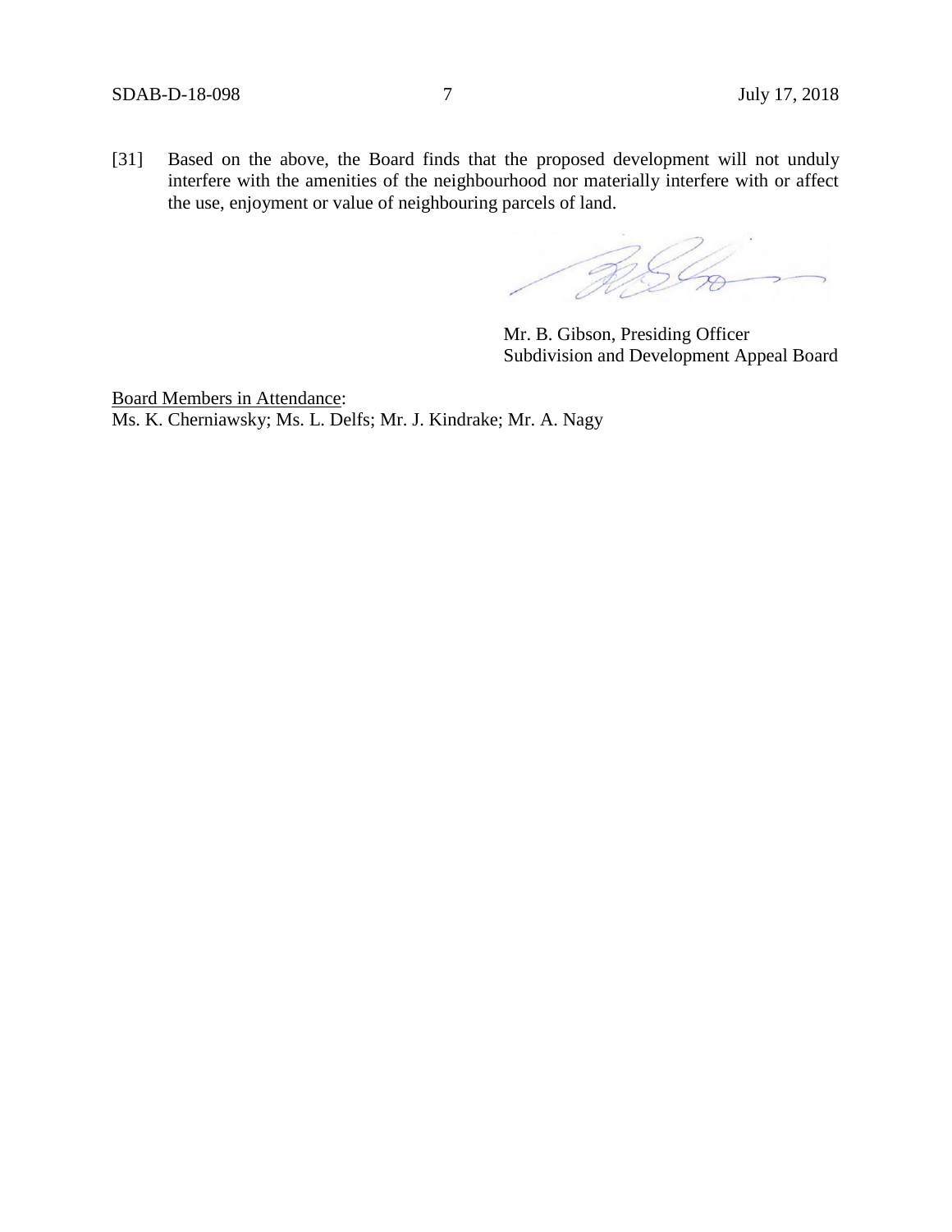[31] Based on the above, the Board finds that the proposed development will not unduly interfere with the amenities of the neighbourhood nor materially interfere with or affect the use, enjoyment or value of neighbouring parcels of land.

Mr. B. Gibson, Presiding Officer
Subdivision and Development Appeal Board

Board Members in Attendance:
Ms. K. Cherniawsky; Ms. L. Delfs; Mr. J. Kindrake; Mr. A. Nagy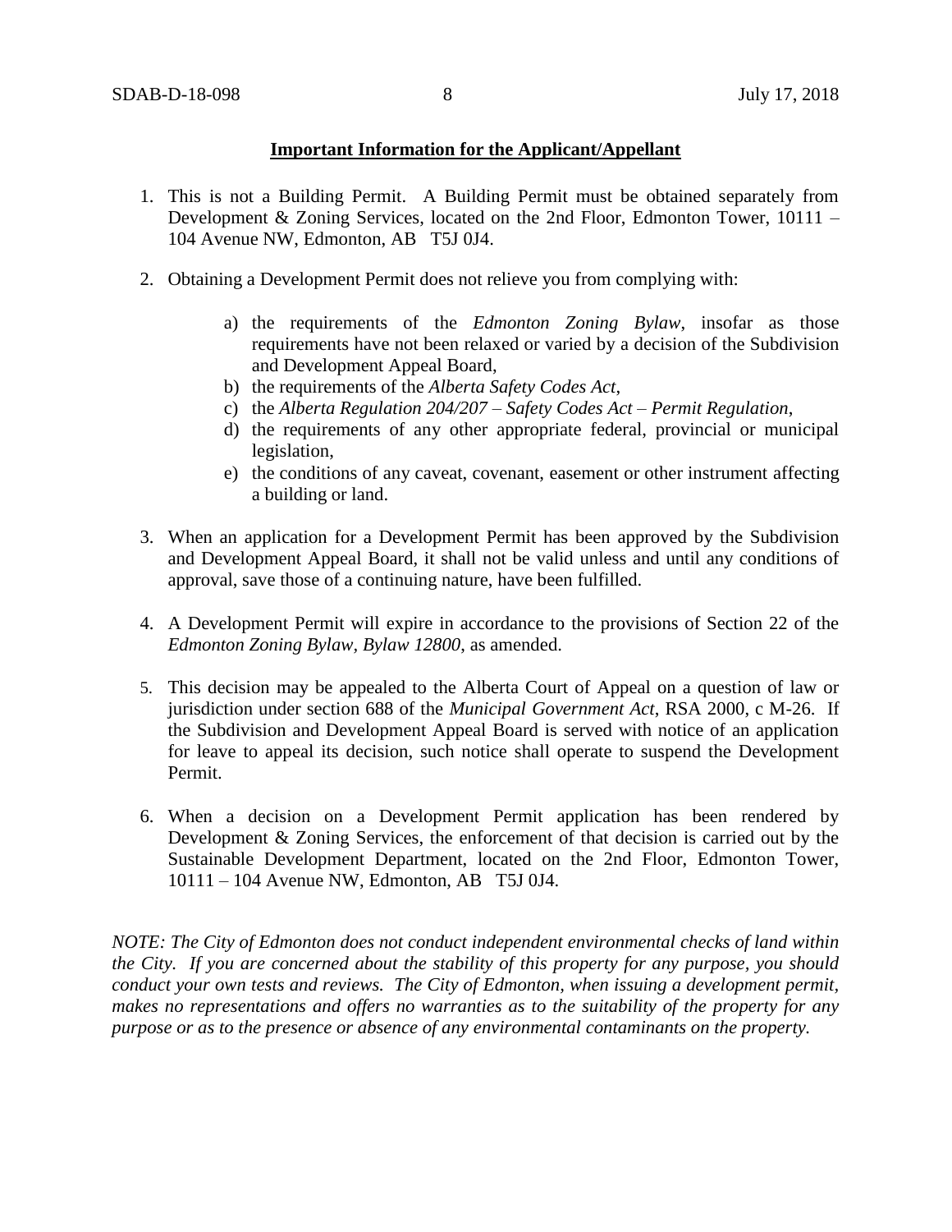**Important Information for the Applicant/Appellant**

1. This is not a Building Permit. A Building Permit must be obtained separately from Development & Zoning Services, located on the 2nd Floor, Edmonton Tower, 10111 – 104 Avenue NW, Edmonton, AB T5J 0J4.

2. Obtaining a Development Permit does not relieve you from complying with:

   a) the requirements of the *Edmonton Zoning Bylaw*, insofar as those requirements have not been relaxed or varied by a decision of the Subdivision and Development Appeal Board,
   b) the requirements of the *Alberta Safety Codes Act*,
   c) the *Alberta Regulation 204/207 – Safety Codes Act – Permit Regulation*,
   d) the requirements of any other appropriate federal, provincial or municipal legislation,
   e) the conditions of any caveat, covenant, easement or other instrument affecting a building or land.

3. When an application for a Development Permit has been approved by the Subdivision and Development Appeal Board, it shall not be valid unless and until any conditions of approval, save those of a continuing nature, have been fulfilled.

4. A Development Permit will expire in accordance to the provisions of Section 22 of the *Edmonton Zoning Bylaw, Bylaw 12800*, as amended.

5. This decision may be appealed to the Alberta Court of Appeal on a question of law or jurisdiction under section 688 of the *Municipal Government Act*, RSA 2000, c M-26. If the Subdivision and Development Appeal Board is served with notice of an application for leave to appeal its decision, such notice shall operate to suspend the Development Permit.

6. When a decision on a Development Permit application has been rendered by Development & Zoning Services, the enforcement of that decision is carried out by the Sustainable Development Department, located on the 2nd Floor, Edmonton Tower, 10111 – 104 Avenue NW, Edmonton, AB T5J 0J4.

*NOTE: The City of Edmonton does not conduct independent environmental checks of land within the City. If you are concerned about the stability of this property for any purpose, you should conduct your own tests and reviews. The City of Edmonton, when issuing a development permit, makes no representations and offers no warranties as to the suitability of the property for any purpose or as to the presence or absence of any environmental contaminants on the property.*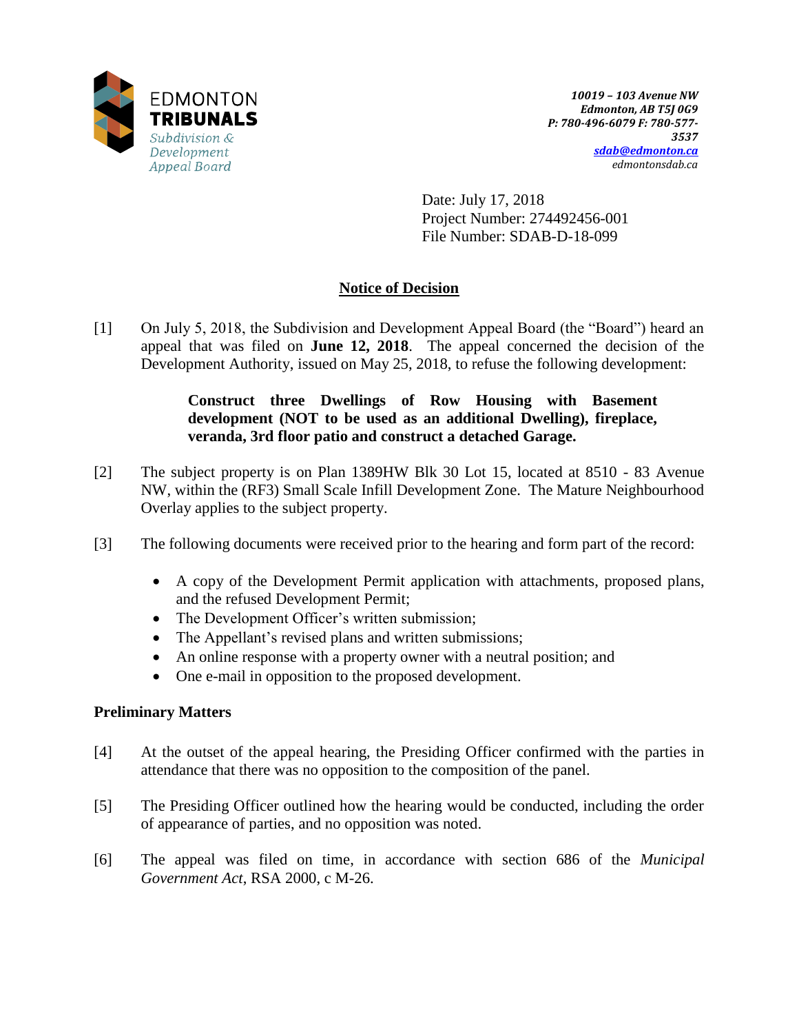EDMONTON
**TRIBUNALS**
*Subdivision & Development Appeal Board*

***10019 – 103 Avenue NW***
***Edmonton, AB T5J 0G9***
***P: 780-496-6079 F: 780-577-3537***
***sdab@edmonton.ca***
*edmontonsdab.ca*

Date: July 17, 2018
Project Number: 274492456-001
File Number: SDAB-D-18-099

## Notice of Decision

[1] On July 5, 2018, the Subdivision and Development Appeal Board (the "Board") heard an appeal that was filed on **June 12, 2018**. The appeal concerned the decision of the Development Authority, issued on May 25, 2018, to refuse the following development:

> **Construct three Dwellings of Row Housing with Basement development (NOT to be used as an additional Dwelling), fireplace, veranda, 3rd floor patio and construct a detached Garage.**

[2] The subject property is on Plan 1389HW Blk 30 Lot 15, located at 8510 - 83 Avenue NW, within the (RF3) Small Scale Infill Development Zone. The Mature Neighbourhood Overlay applies to the subject property.

[3] The following documents were received prior to the hearing and form part of the record:

- A copy of the Development Permit application with attachments, proposed plans, and the refused Development Permit;
- The Development Officer's written submission;
- The Appellant's revised plans and written submissions;
- An online response with a property owner with a neutral position; and
- One e-mail in opposition to the proposed development.

### Preliminary Matters

[4] At the outset of the appeal hearing, the Presiding Officer confirmed with the parties in attendance that there was no opposition to the composition of the panel.

[5] The Presiding Officer outlined how the hearing would be conducted, including the order of appearance of parties, and no opposition was noted.

[6] The appeal was filed on time, in accordance with section 686 of the *Municipal Government Act*, RSA 2000, c M-26.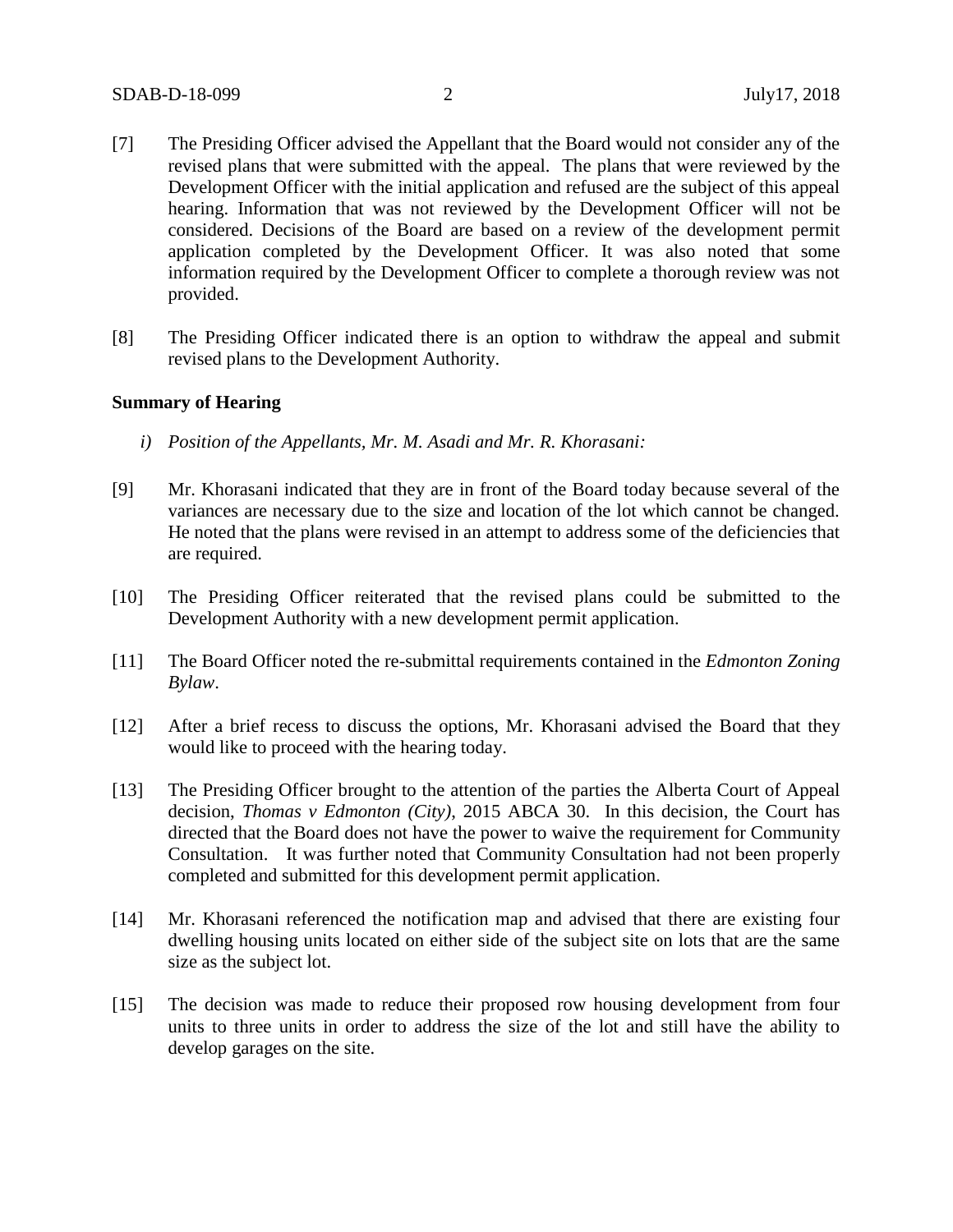[7] The Presiding Officer advised the Appellant that the Board would not consider any of the revised plans that were submitted with the appeal. The plans that were reviewed by the Development Officer with the initial application and refused are the subject of this appeal hearing. Information that was not reviewed by the Development Officer will not be considered. Decisions of the Board are based on a review of the development permit application completed by the Development Officer. It was also noted that some information required by the Development Officer to complete a thorough review was not provided.

[8] The Presiding Officer indicated there is an option to withdraw the appeal and submit revised plans to the Development Authority.

**Summary of Hearing**

*i) Position of the Appellants, Mr. M. Asadi and Mr. R. Khorasani:*

[9] Mr. Khorasani indicated that they are in front of the Board today because several of the variances are necessary due to the size and location of the lot which cannot be changed. He noted that the plans were revised in an attempt to address some of the deficiencies that are required.

[10] The Presiding Officer reiterated that the revised plans could be submitted to the Development Authority with a new development permit application.

[11] The Board Officer noted the re-submittal requirements contained in the *Edmonton Zoning Bylaw*.

[12] After a brief recess to discuss the options, Mr. Khorasani advised the Board that they would like to proceed with the hearing today.

[13] The Presiding Officer brought to the attention of the parties the Alberta Court of Appeal decision, *Thomas v Edmonton (City)*, 2015 ABCA 30. In this decision, the Court has directed that the Board does not have the power to waive the requirement for Community Consultation. It was further noted that Community Consultation had not been properly completed and submitted for this development permit application.

[14] Mr. Khorasani referenced the notification map and advised that there are existing four dwelling housing units located on either side of the subject site on lots that are the same size as the subject lot.

[15] The decision was made to reduce their proposed row housing development from four units to three units in order to address the size of the lot and still have the ability to develop garages on the site.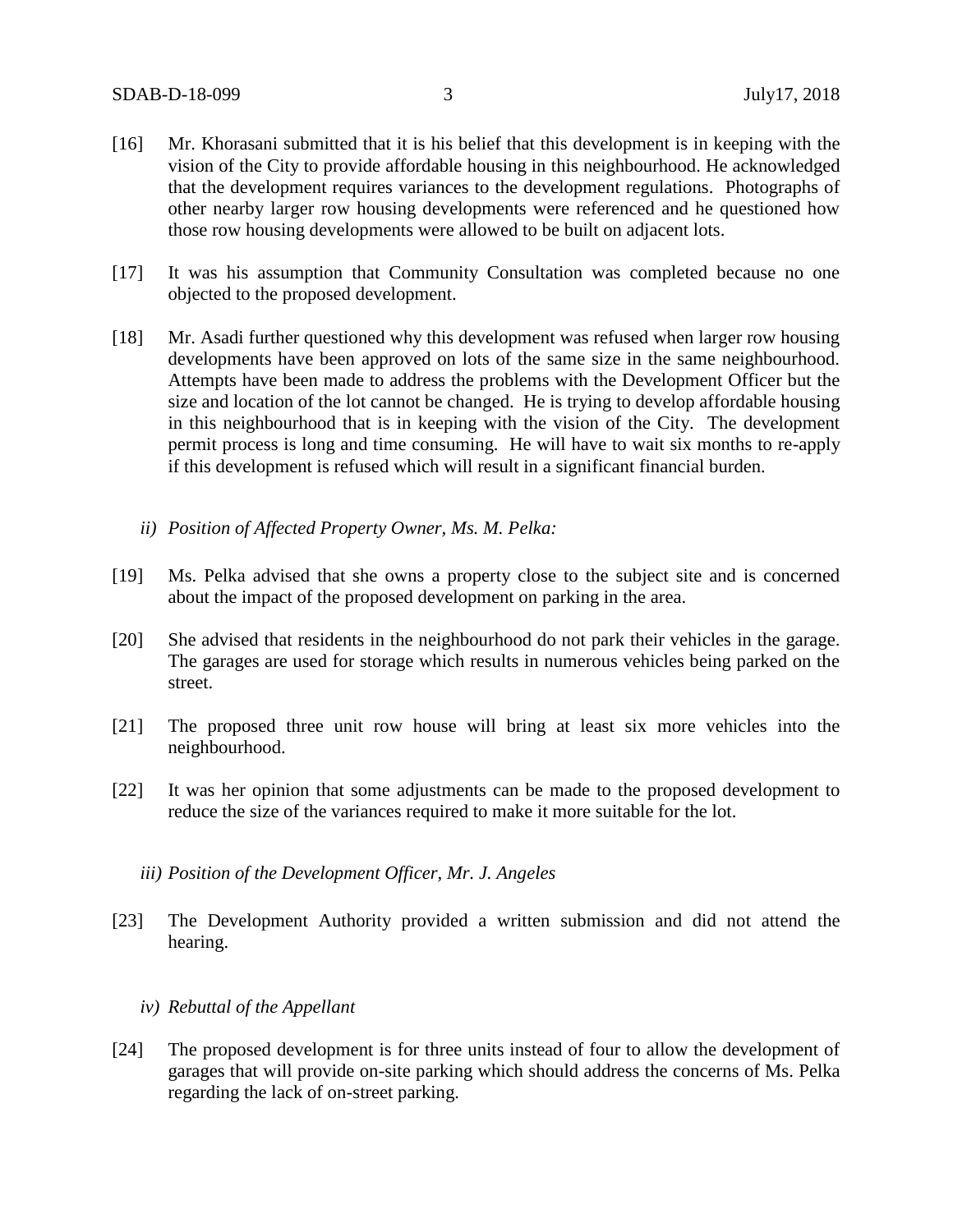[16] Mr. Khorasani submitted that it is his belief that this development is in keeping with the vision of the City to provide affordable housing in this neighbourhood. He acknowledged that the development requires variances to the development regulations. Photographs of other nearby larger row housing developments were referenced and he questioned how those row housing developments were allowed to be built on adjacent lots.

[17] It was his assumption that Community Consultation was completed because no one objected to the proposed development.

[18] Mr. Asadi further questioned why this development was refused when larger row housing developments have been approved on lots of the same size in the same neighbourhood. Attempts have been made to address the problems with the Development Officer but the size and location of the lot cannot be changed. He is trying to develop affordable housing in this neighbourhood that is in keeping with the vision of the City. The development permit process is long and time consuming. He will have to wait six months to re-apply if this development is refused which will result in a significant financial burden.

*ii) Position of Affected Property Owner, Ms. M. Pelka:*

[19] Ms. Pelka advised that she owns a property close to the subject site and is concerned about the impact of the proposed development on parking in the area.

[20] She advised that residents in the neighbourhood do not park their vehicles in the garage. The garages are used for storage which results in numerous vehicles being parked on the street.

[21] The proposed three unit row house will bring at least six more vehicles into the neighbourhood.

[22] It was her opinion that some adjustments can be made to the proposed development to reduce the size of the variances required to make it more suitable for the lot.

*iii) Position of the Development Officer, Mr. J. Angeles*

[23] The Development Authority provided a written submission and did not attend the hearing.

*iv) Rebuttal of the Appellant*

[24] The proposed development is for three units instead of four to allow the development of garages that will provide on-site parking which should address the concerns of Ms. Pelka regarding the lack of on-street parking.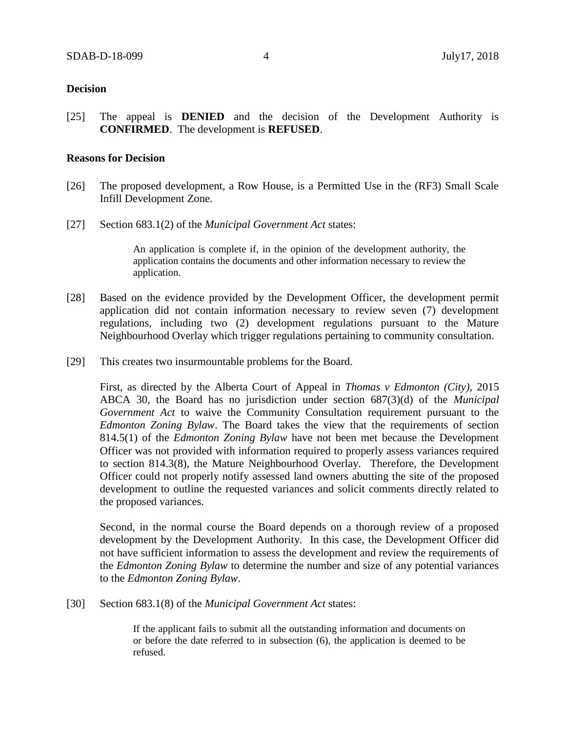**Decision**

[25] The appeal is **DENIED** and the decision of the Development Authority is **CONFIRMED**. The development is **REFUSED**.

**Reasons for Decision**

[26] The proposed development, a Row House, is a Permitted Use in the (RF3) Small Scale Infill Development Zone.

[27] Section 683.1(2) of the *Municipal Government Act* states:

> An application is complete if, in the opinion of the development authority, the application contains the documents and other information necessary to review the application.

[28] Based on the evidence provided by the Development Officer, the development permit application did not contain information necessary to review seven (7) development regulations, including two (2) development regulations pursuant to the Mature Neighbourhood Overlay which trigger regulations pertaining to community consultation.

[29] This creates two insurmountable problems for the Board.

First, as directed by the Alberta Court of Appeal in *Thomas v Edmonton (City)*, 2015 ABCA 30, the Board has no jurisdiction under section 687(3)(d) of the *Municipal Government Act* to waive the Community Consultation requirement pursuant to the *Edmonton Zoning Bylaw*. The Board takes the view that the requirements of section 814.5(1) of the *Edmonton Zoning Bylaw* have not been met because the Development Officer was not provided with information required to properly assess variances required to section 814.3(8), the Mature Neighbourhood Overlay. Therefore, the Development Officer could not properly notify assessed land owners abutting the site of the proposed development to outline the requested variances and solicit comments directly related to the proposed variances.

Second, in the normal course the Board depends on a thorough review of a proposed development by the Development Authority. In this case, the Development Officer did not have sufficient information to assess the development and review the requirements of the *Edmonton Zoning Bylaw* to determine the number and size of any potential variances to the *Edmonton Zoning Bylaw*.

[30] Section 683.1(8) of the *Municipal Government Act* states:

> If the applicant fails to submit all the outstanding information and documents on or before the date referred to in subsection (6), the application is deemed to be refused.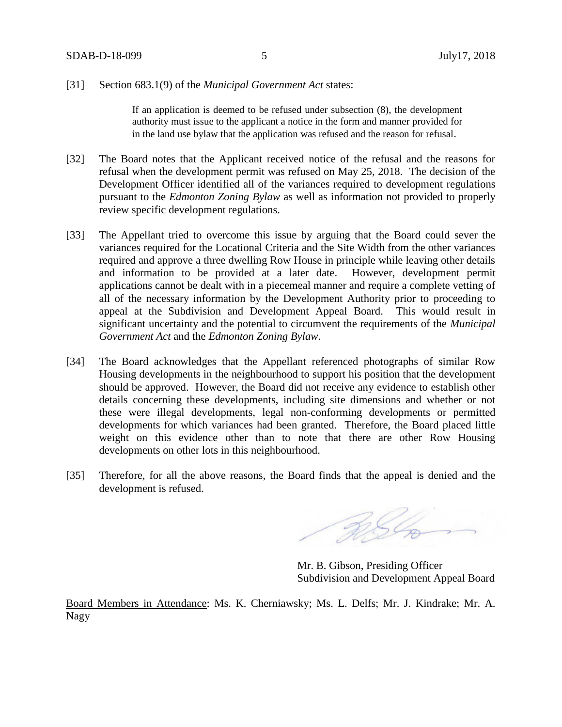[31] Section 683.1(9) of the *Municipal Government Act* states:

> If an application is deemed to be refused under subsection (8), the development authority must issue to the applicant a notice in the form and manner provided for in the land use bylaw that the application was refused and the reason for refusal.

[32] The Board notes that the Applicant received notice of the refusal and the reasons for refusal when the development permit was refused on May 25, 2018. The decision of the Development Officer identified all of the variances required to development regulations pursuant to the *Edmonton Zoning Bylaw* as well as information not provided to properly review specific development regulations.

[33] The Appellant tried to overcome this issue by arguing that the Board could sever the variances required for the Locational Criteria and the Site Width from the other variances required and approve a three dwelling Row House in principle while leaving other details and information to be provided at a later date. However, development permit applications cannot be dealt with in a piecemeal manner and require a complete vetting of all of the necessary information by the Development Authority prior to proceeding to appeal at the Subdivision and Development Appeal Board. This would result in significant uncertainty and the potential to circumvent the requirements of the *Municipal Government Act* and the *Edmonton Zoning Bylaw*.

[34] The Board acknowledges that the Appellant referenced photographs of similar Row Housing developments in the neighbourhood to support his position that the development should be approved. However, the Board did not receive any evidence to establish other details concerning these developments, including site dimensions and whether or not these were illegal developments, legal non-conforming developments or permitted developments for which variances had been granted. Therefore, the Board placed little weight on this evidence other than to note that there are other Row Housing developments on other lots in this neighbourhood.

[35] Therefore, for all the above reasons, the Board finds that the appeal is denied and the development is refused.

Mr. B. Gibson, Presiding Officer
Subdivision and Development Appeal Board

<u>Board Members in Attendance</u>: Ms. K. Cherniawsky; Ms. L. Delfs; Mr. J. Kindrake; Mr. A. Nagy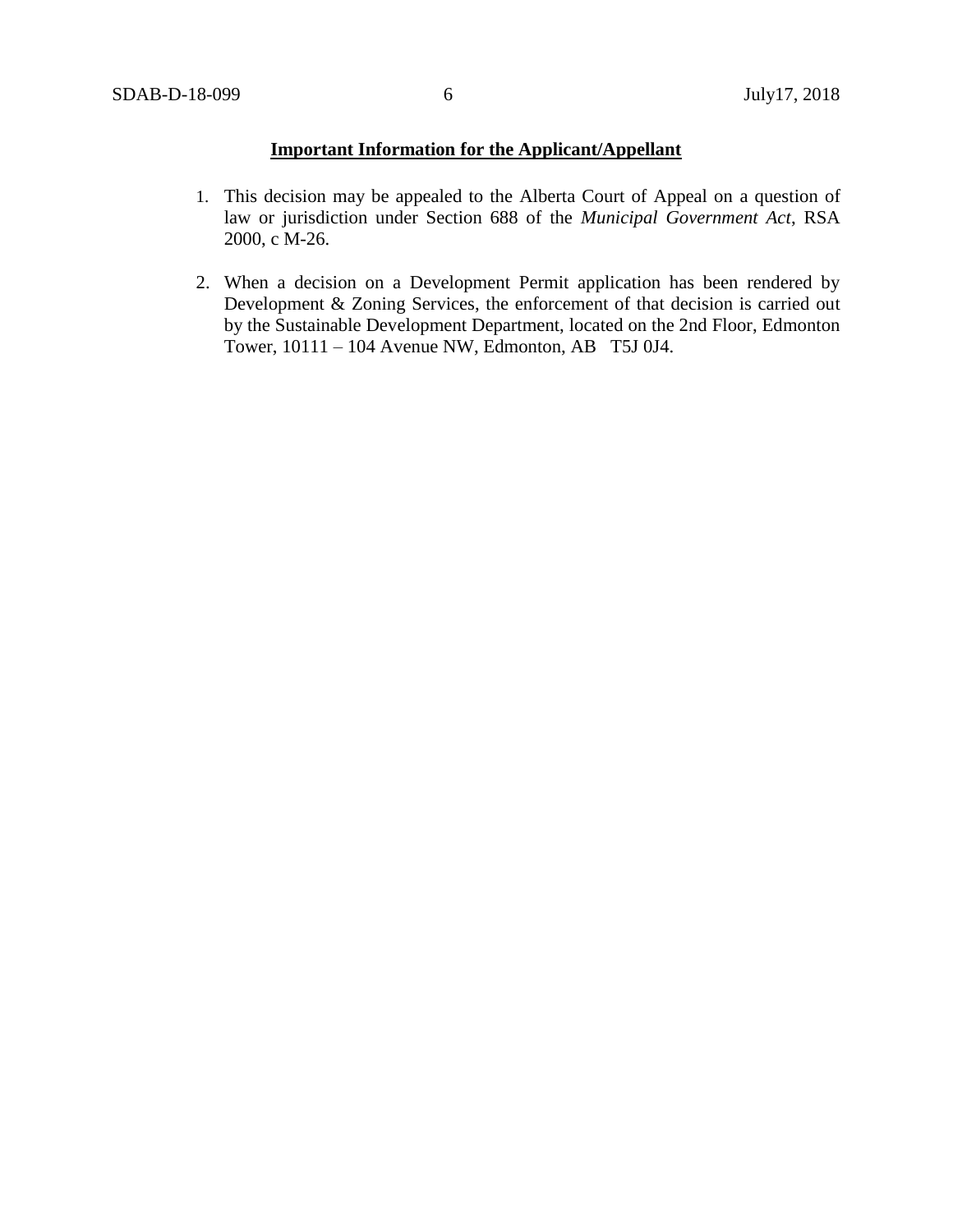**Important Information for the Applicant/Appellant**

1. This decision may be appealed to the Alberta Court of Appeal on a question of law or jurisdiction under Section 688 of the *Municipal Government Act*, RSA 2000, c M-26.

2. When a decision on a Development Permit application has been rendered by Development & Zoning Services, the enforcement of that decision is carried out by the Sustainable Development Department, located on the 2nd Floor, Edmonton Tower, 10111 – 104 Avenue NW, Edmonton, AB T5J 0J4.